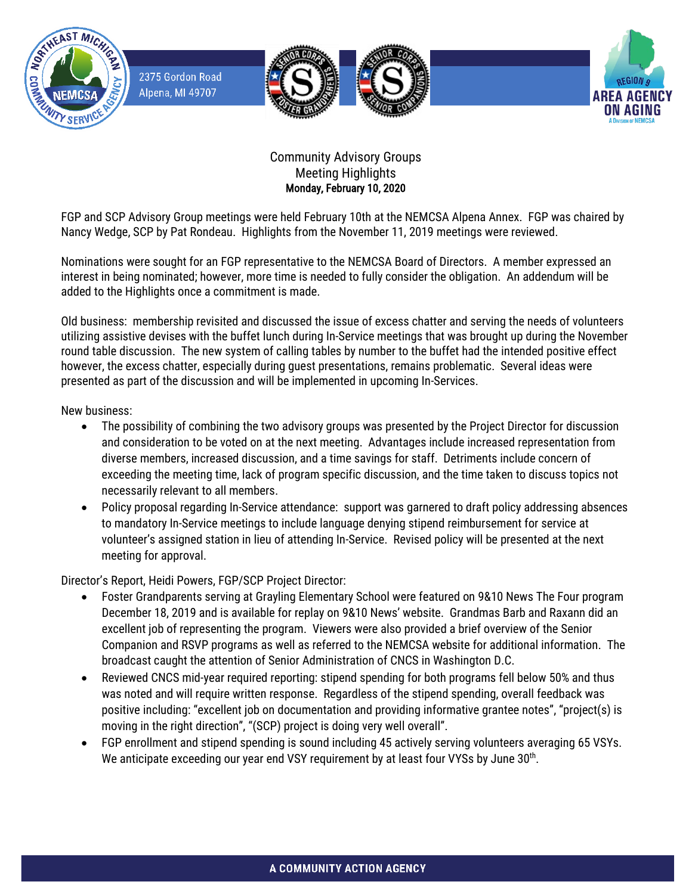2375 Gordon Road
Alpena, MI 49707

# Community Advisory Groups
## Meeting Highlights
**Monday, February 10, 2020**

FGP and SCP Advisory Group meetings were held February 10th at the NEMCSA Alpena Annex. FGP was chaired by Nancy Wedge, SCP by Pat Rondeau. Highlights from the November 11, 2019 meetings were reviewed.

Nominations were sought for an FGP representative to the NEMCSA Board of Directors. A member expressed an interest in being nominated; however, more time is needed to fully consider the obligation. An addendum will be added to the Highlights once a commitment is made.

Old business: membership revisited and discussed the issue of excess chatter and serving the needs of volunteers utilizing assistive devises with the buffet lunch during In-Service meetings that was brought up during the November round table discussion. The new system of calling tables by number to the buffet had the intended positive effect however, the excess chatter, especially during guest presentations, remains problematic. Several ideas were presented as part of the discussion and will be implemented in upcoming In-Services.

New business:

- The possibility of combining the two advisory groups was presented by the Project Director for discussion and consideration to be voted on at the next meeting. Advantages include increased representation from diverse members, increased discussion, and a time savings for staff. Detriments include concern of exceeding the meeting time, lack of program specific discussion, and the time taken to discuss topics not necessarily relevant to all members.
- Policy proposal regarding In-Service attendance: support was garnered to draft policy addressing absences to mandatory In-Service meetings to include language denying stipend reimbursement for service at volunteer's assigned station in lieu of attending In-Service. Revised policy will be presented at the next meeting for approval.

Director's Report, Heidi Powers, FGP/SCP Project Director:

- Foster Grandparents serving at Grayling Elementary School were featured on 9&10 News The Four program December 18, 2019 and is available for replay on 9&10 News' website. Grandmas Barb and Raxann did an excellent job of representing the program. Viewers were also provided a brief overview of the Senior Companion and RSVP programs as well as referred to the NEMCSA website for additional information. The broadcast caught the attention of Senior Administration of CNCS in Washington D.C.
- Reviewed CNCS mid-year required reporting: stipend spending for both programs fell below 50% and thus was noted and will require written response. Regardless of the stipend spending, overall feedback was positive including: "excellent job on documentation and providing informative grantee notes", "project(s) is moving in the right direction", "(SCP) project is doing very well overall".
- FGP enrollment and stipend spending is sound including 45 actively serving volunteers averaging 65 VSYs. We anticipate exceeding our year end VSY requirement by at least four VYSs by June 30th.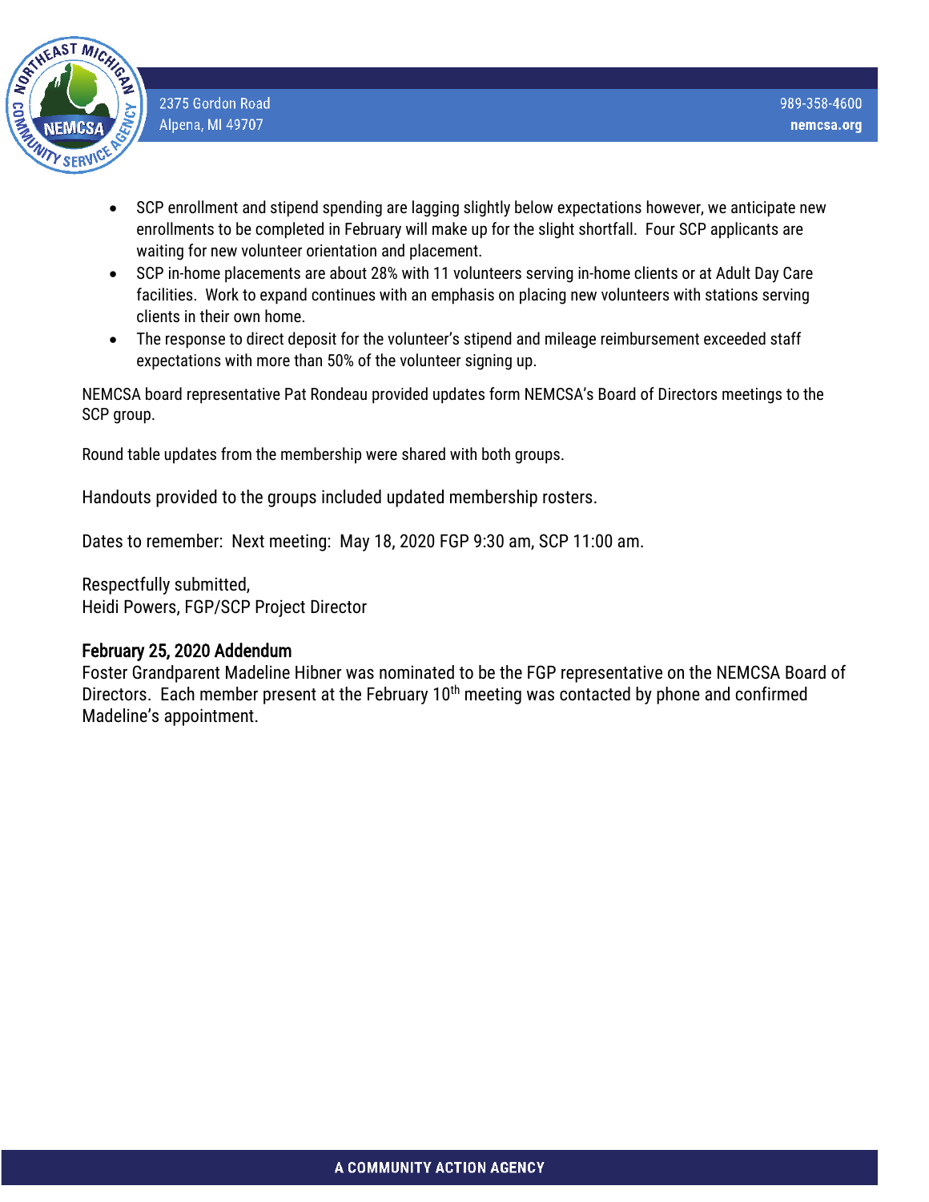- SCP enrollment and stipend spending are lagging slightly below expectations however, we anticipate new enrollments to be completed in February will make up for the slight shortfall. Four SCP applicants are waiting for new volunteer orientation and placement.
- SCP in-home placements are about 28% with 11 volunteers serving in-home clients or at Adult Day Care facilities. Work to expand continues with an emphasis on placing new volunteers with stations serving clients in their own home.
- The response to direct deposit for the volunteer's stipend and mileage reimbursement exceeded staff expectations with more than 50% of the volunteer signing up.

NEMCSA board representative Pat Rondeau provided updates form NEMCSA's Board of Directors meetings to the SCP group.

Round table updates from the membership were shared with both groups.

Handouts provided to the groups included updated membership rosters.

Dates to remember: Next meeting: May 18, 2020 FGP 9:30 am, SCP 11:00 am.

Respectfully submitted,
Heidi Powers, FGP/SCP Project Director

**February 25, 2020 Addendum**

Foster Grandparent Madeline Hibner was nominated to be the FGP representative on the NEMCSA Board of Directors. Each member present at the February 10th meeting was contacted by phone and confirmed Madeline's appointment.